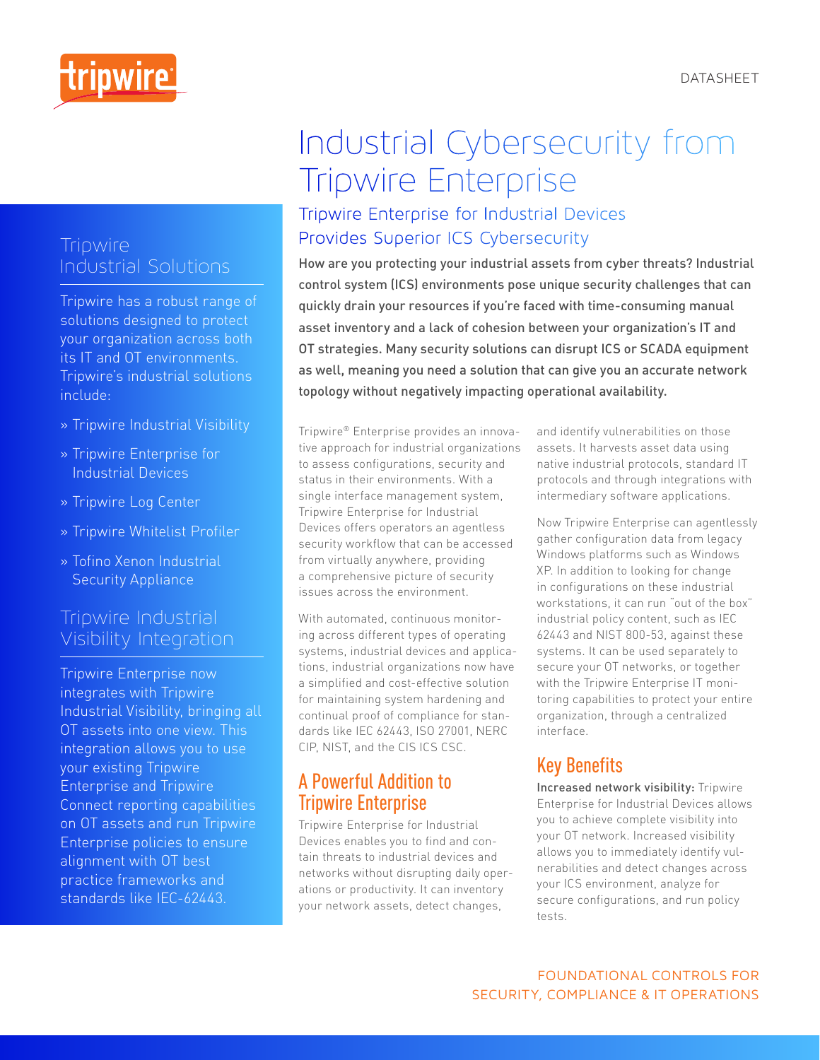DATASHEET

# Industrial Cybersecurity from Tripwire Enterprise

## Tripwire Enterprise for Industrial Devices Provides Superior ICS Cybersecurity

**How are you protecting your industrial assets from cyber threats? Industrial control system (ICS) environments pose unique security challenges that can quickly drain your resources if you're faced with time-consuming manual asset inventory and a lack of cohesion between your organization's IT and OT strategies. Many security solutions can disrupt ICS or SCADA equipment as well, meaning you need a solution that can give you an accurate network topology without negatively impacting operational availability.**

Tripwire® Enterprise provides an innovative approach for industrial organizations to assess configurations, security and status in their environments. With a single interface management system, Tripwire Enterprise for Industrial Devices offers operators an agentless security workflow that can be accessed from virtually anywhere, providing a comprehensive picture of security issues across the environment.

With automated, continuous monitoring across different types of operating systems, industrial devices and applications, industrial organizations now have a simplified and cost-effective solution for maintaining system hardening and continual proof of compliance for standards like IEC 62443, ISO 27001, NERC CIP, NIST, and the CIS ICS CSC.

## A Powerful Addition to Tripwire Enterprise

Tripwire Enterprise for Industrial Devices enables you to find and contain threats to industrial devices and networks without disrupting daily operations or productivity. It can inventory your network assets, detect changes, and identify vulnerabilities on those assets. It harvests asset data using native industrial protocols, standard IT protocols and through integrations with intermediary software applications.

Now Tripwire Enterprise can agentlessly gather configuration data from legacy Windows platforms such as Windows XP. In addition to looking for change in configurations on these industrial workstations, it can run "out of the box" industrial policy content, such as IEC 62443 and NIST 800-53, against these systems. It can be used separately to secure your OT networks, or together with the Tripwire Enterprise IT monitoring capabilities to protect your entire organization, through a centralized interface.

## Key Benefits

**Increased network visibility:** Tripwire Enterprise for Industrial Devices allows you to achieve complete visibility into your OT network. Increased visibility allows you to immediately identify vulnerabilities and detect changes across your ICS environment, analyze for secure configurations, and run policy tests.

## Tripwire Industrial Solutions

Tripwire has a robust range of solutions designed to protect your organization across both its IT and OT environments. Tripwire's industrial solutions include:

- » Tripwire Industrial Visibility
- » Tripwire Enterprise for Industrial Devices
- » Tripwire Log Center
- » Tripwire Whitelist Profiler
- » Tofino Xenon Industrial Security Appliance

## Tripwire Industrial Visibility Integration

Tripwire Enterprise now integrates with Tripwire Industrial Visibility, bringing all OT assets into one view. This integration allows you to use your existing Tripwire Enterprise and Tripwire Connect reporting capabilities on OT assets and run Tripwire Enterprise policies to ensure alignment with OT best practice frameworks and standards like IEC-62443.

FOUNDATIONAL CONTROLS FOR SECURITY, COMPLIANCE & IT OPERATIONS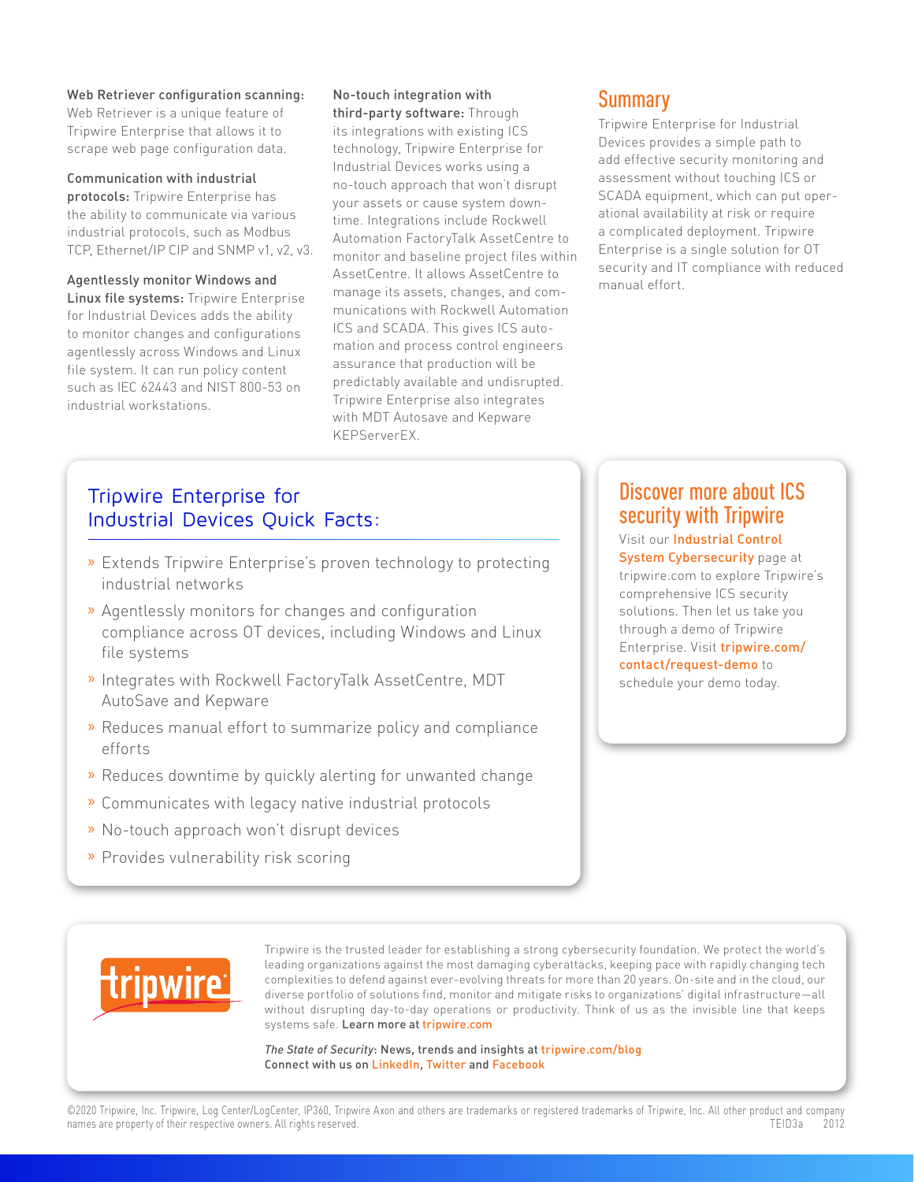**Web Retriever configuration scanning:** Web Retriever is a unique feature of Tripwire Enterprise that allows it to scrape web page configuration data.

**Communication with industrial protocols:** Tripwire Enterprise has the ability to communicate via various industrial protocols, such as Modbus TCP, Ethernet/IP CIP and SNMP v1, v2, v3.

**Agentlessly monitor Windows and Linux file systems:** Tripwire Enterprise for Industrial Devices adds the ability to monitor changes and configurations agentlessly across Windows and Linux file system. It can run policy content such as IEC 62443 and NIST 800-53 on industrial workstations.

**No-touch integration with third-party software:** Through its integrations with existing ICS technology, Tripwire Enterprise for Industrial Devices works using a no-touch approach that won't disrupt your assets or cause system downtime. Integrations include Rockwell Automation FactoryTalk AssetCentre to monitor and baseline project files within AssetCentre. It allows AssetCentre to manage its assets, changes, and communications with Rockwell Automation ICS and SCADA. This gives ICS automation and process control engineers assurance that production will be predictably available and undisrupted. Tripwire Enterprise also integrates with MDT Autosave and Kepware KEPServerEX.

## Summary

Tripwire Enterprise for Industrial Devices provides a simple path to add effective security monitoring and assessment without touching ICS or SCADA equipment, which can put operational availability at risk or require a complicated deployment. Tripwire Enterprise is a single solution for OT security and IT compliance with reduced manual effort.

## Tripwire Enterprise for Industrial Devices Quick Facts:

- Extends Tripwire Enterprise's proven technology to protecting industrial networks
- Agentlessly monitors for changes and configuration compliance across OT devices, including Windows and Linux file systems
- Integrates with Rockwell FactoryTalk AssetCentre, MDT AutoSave and Kepware
- Reduces manual effort to summarize policy and compliance efforts
- Reduces downtime by quickly alerting for unwanted change
- Communicates with legacy native industrial protocols
- No-touch approach won't disrupt devices
- Provides vulnerability risk scoring

## Discover more about ICS security with Tripwire

Visit our **Industrial Control System Cybersecurity** page at tripwire.com to explore Tripwire's comprehensive ICS security solutions. Then let us take you through a demo of Tripwire Enterprise. Visit tripwire.com/contact/request-demo to schedule your demo today.

tripwire

Tripwire is the trusted leader for establishing a strong cybersecurity foundation. We protect the world's leading organizations against the most damaging cyberattacks, keeping pace with rapidly changing tech complexities to defend against ever-evolving threats for more than 20 years. On-site and in the cloud, our diverse portfolio of solutions find, monitor and mitigate risks to organizations' digital infrastructure—all without disrupting day-to-day operations or productivity. Think of us as the invisible line that keeps systems safe. **Learn more at tripwire.com**

*The State of Security*: News, trends and insights at tripwire.com/blog
Connect with us on LinkedIn, Twitter and Facebook

©2020 Tripwire, Inc. Tripwire, Log Center/LogCenter, IP360, Tripwire Axon and others are trademarks or registered trademarks of Tripwire, Inc. All other product and company names are property of their respective owners. All rights reserved. TEID3a 2012